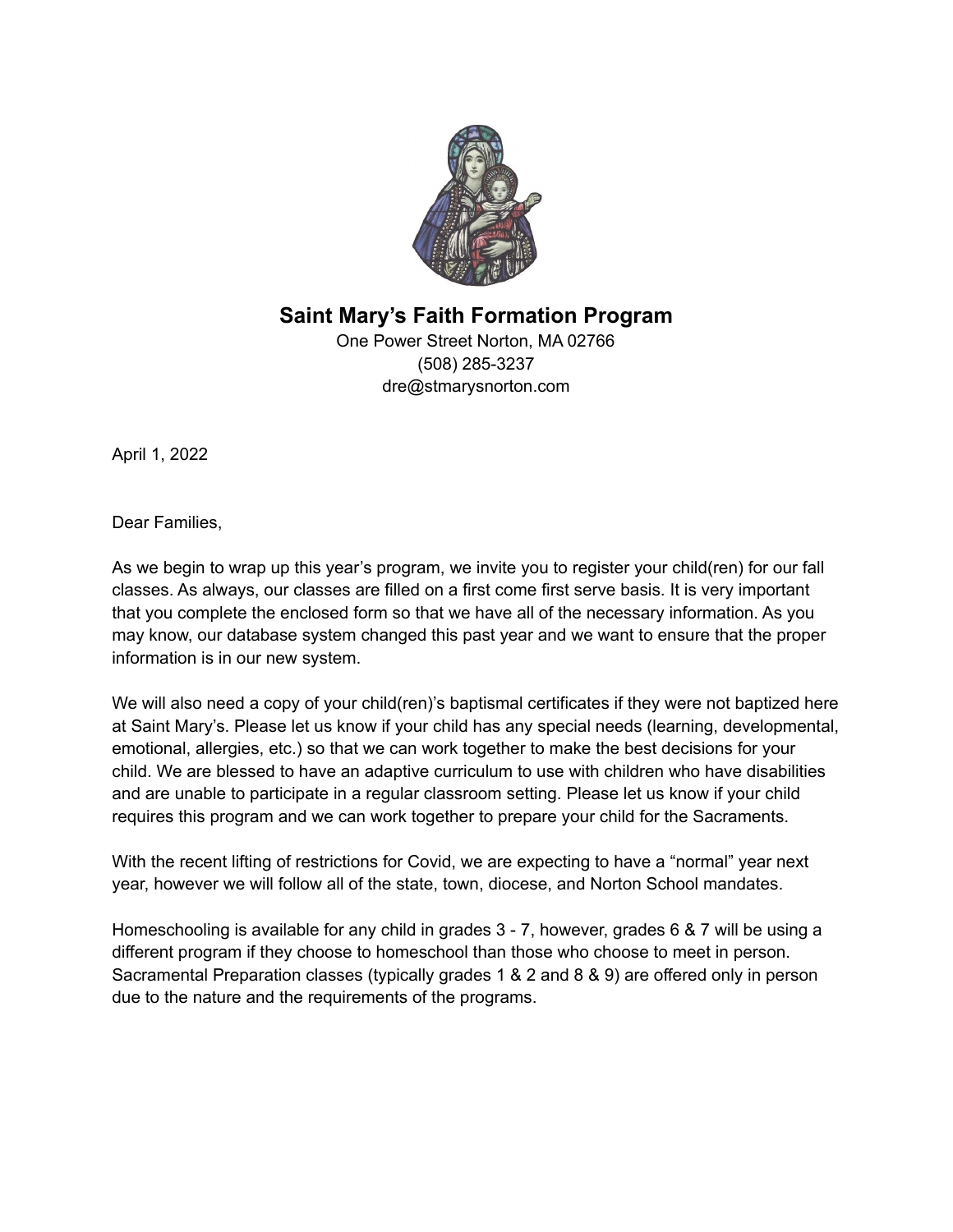# Saint Mary's Faith Formation Program

One Power Street Norton, MA 02766
(508) 285-3237
dre@stmarysnorton.com

April 1, 2022

Dear Families,

As we begin to wrap up this year's program, we invite you to register your child(ren) for our fall classes. As always, our classes are filled on a first come first serve basis. It is very important that you complete the enclosed form so that we have all of the necessary information. As you may know, our database system changed this past year and we want to ensure that the proper information is in our new system.

We will also need a copy of your child(ren)'s baptismal certificates if they were not baptized here at Saint Mary's. Please let us know if your child has any special needs (learning, developmental, emotional, allergies, etc.) so that we can work together to make the best decisions for your child. We are blessed to have an adaptive curriculum to use with children who have disabilities and are unable to participate in a regular classroom setting. Please let us know if your child requires this program and we can work together to prepare your child for the Sacraments.

With the recent lifting of restrictions for Covid, we are expecting to have a "normal" year next year, however we will follow all of the state, town, diocese, and Norton School mandates.

Homeschooling is available for any child in grades 3 - 7, however, grades 6 & 7 will be using a different program if they choose to homeschool than those who choose to meet in person. Sacramental Preparation classes (typically grades 1 & 2 and 8 & 9) are offered only in person due to the nature and the requirements of the programs.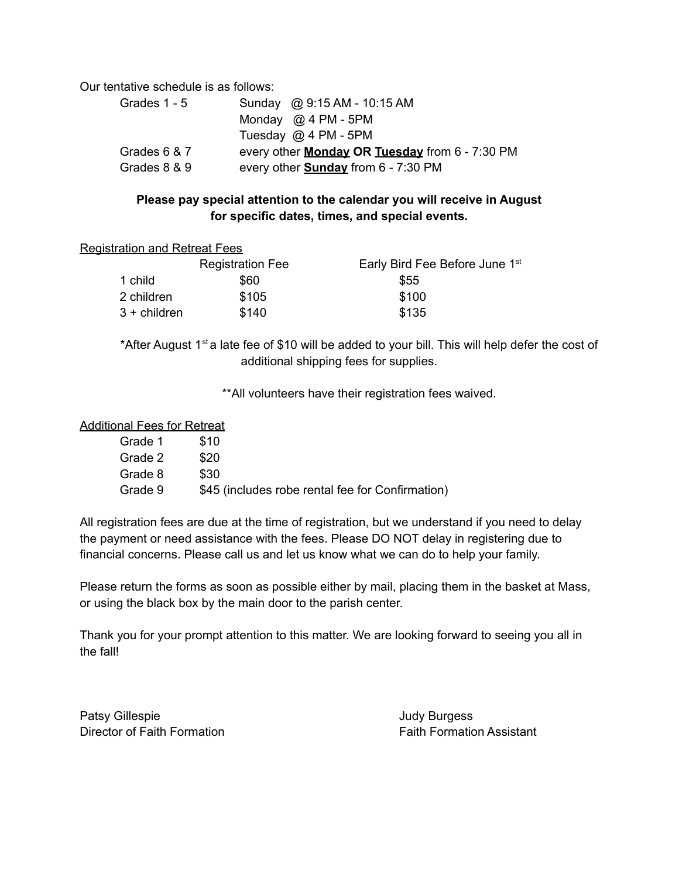Our tentative schedule is as follows:

| | | |
|---|---|---|
| Grades 1 - 5 | Sunday @ 9:15 AM - 10:15 AM | |
| | Monday @ 4 PM - 5PM | |
| | Tuesday @ 4 PM - 5PM | |
| Grades 6 & 7 | every other **Monday** **OR** **Tuesday** from 6 - 7:30 PM | |
| Grades 8 & 9 | every other **Sunday** from 6 - 7:30 PM | |

**Please pay special attention to the calendar you will receive in August for specific dates, times, and special events.**

Registration and Retreat Fees

| | Registration Fee | Early Bird Fee Before June 1st |
|---|---|---|
| 1 child | $60 | $55 |
| 2 children | $105 | $100 |
| 3 + children | $140 | $135 |

*After August 1st a late fee of $10 will be added to your bill. This will help defer the cost of additional shipping fees for supplies.

**All volunteers have their registration fees waived.

Additional Fees for Retreat

| | |
|---|---|
| Grade 1 | $10 |
| Grade 2 | $20 |
| Grade 8 | $30 |
| Grade 9 | $45 (includes robe rental fee for Confirmation) |

All registration fees are due at the time of registration, but we understand if you need to delay the payment or need assistance with the fees. Please DO NOT delay in registering due to financial concerns. Please call us and let us know what we can do to help your family.

Please return the forms as soon as possible either by mail, placing them in the basket at Mass, or using the black box by the main door to the parish center.

Thank you for your prompt attention to this matter. We are looking forward to seeing you all in the fall!

Patsy Gillespie
Director of Faith Formation

Judy Burgess
Faith Formation Assistant